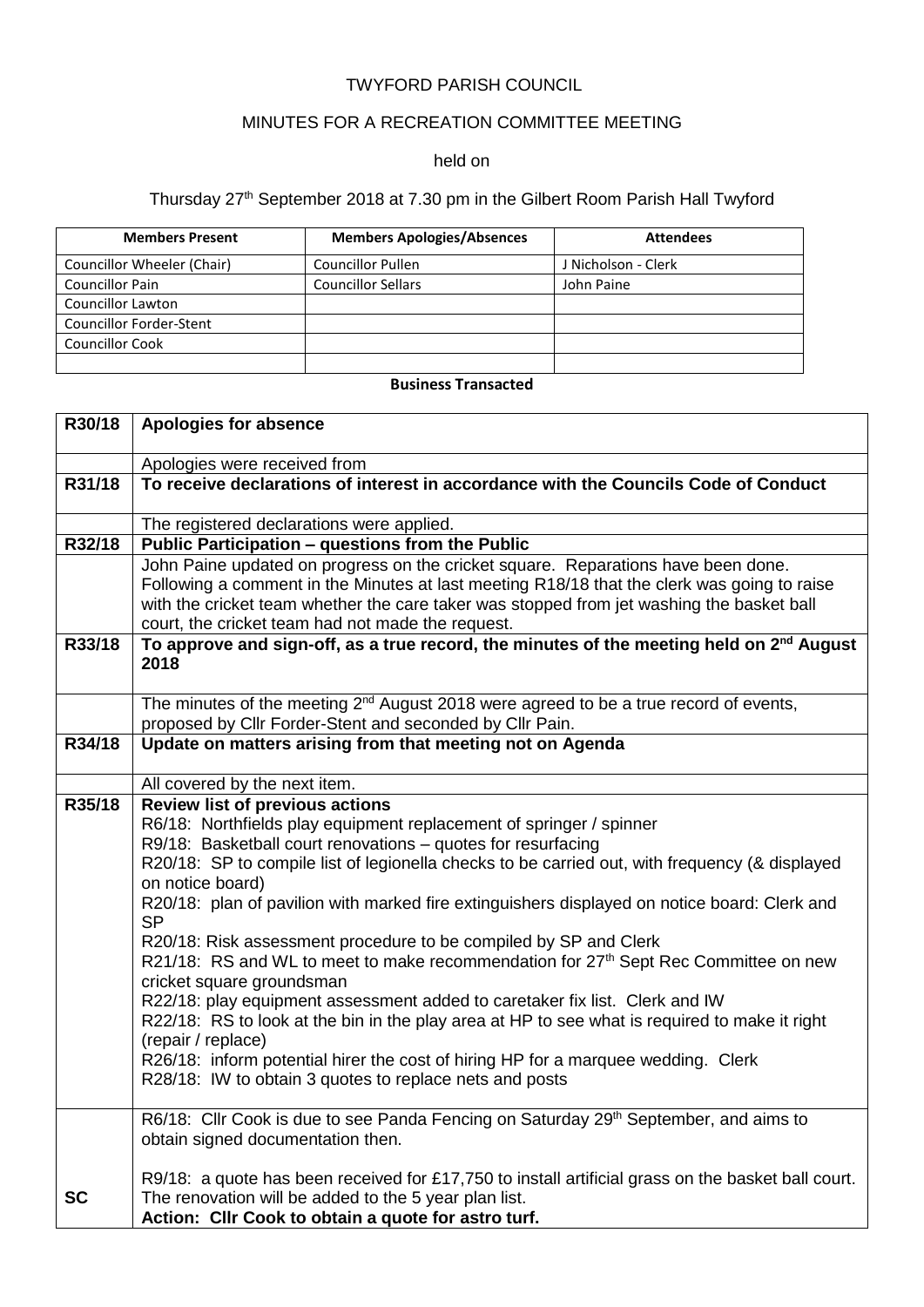TWYFORD PARISH COUNCIL

MINUTES FOR A RECREATION COMMITTEE MEETING

held on

Thursday 27th September 2018 at 7.30 pm in the Gilbert Room Parish Hall Twyford

| Members Present | Members Apologies/Absences | Attendees |
|---|---|---|
| Councillor Wheeler (Chair) | Councillor Pullen | J Nicholson - Clerk |
| Councillor Pain | Councillor Sellars | John Paine |
| Councillor Lawton | | |
| Councillor Forder-Stent | | |
| Councillor Cook | | |
| | | |

**Business Transacted**

| | |
|---|---|
| **R30/18** | **Apologies for absence** |
| | Apologies were received from |
| **R31/18** | **To receive declarations of interest in accordance with the Councils Code of Conduct** |
| | The registered declarations were applied. |
| **R32/18** | **Public Participation – questions from the Public** |
| | John Paine updated on progress on the cricket square. Reparations have been done. Following a comment in the Minutes at last meeting R18/18 that the clerk was going to raise with the cricket team whether the care taker was stopped from jet washing the basket ball court, the cricket team had not made the request. |
| **R33/18** | **To approve and sign-off, as a true record, the minutes of the meeting held on 2nd August 2018** |
| | The minutes of the meeting 2nd August 2018 were agreed to be a true record of events, proposed by Cllr Forder-Stent and seconded by Cllr Pain. |
| **R34/18** | **Update on matters arising from that meeting not on Agenda** |
| | All covered by the next item. |
| **R35/18** | **Review list of previous actions**<br>R6/18: Northfields play equipment replacement of springer / spinner<br>R9/18: Basketball court renovations – quotes for resurfacing<br>R20/18: SP to compile list of legionella checks to be carried out, with frequency (& displayed on notice board)<br>R20/18: plan of pavilion with marked fire extinguishers displayed on notice board: Clerk and SP<br>R20/18: Risk assessment procedure to be compiled by SP and Clerk<br>R21/18: RS and WL to meet to make recommendation for 27th Sept Rec Committee on new cricket square groundsman<br>R22/18: play equipment assessment added to caretaker fix list. Clerk and IW<br>R22/18: RS to look at the bin in the play area at HP to see what is required to make it right (repair / replace)<br>R26/18: inform potential hirer the cost of hiring HP for a marquee wedding. Clerk<br>R28/18: IW to obtain 3 quotes to replace nets and posts |
| **SC** | R6/18: Cllr Cook is due to see Panda Fencing on Saturday 29th September, and aims to obtain signed documentation then.<br><br>R9/18: a quote has been received for £17,750 to install artificial grass on the basket ball court. The renovation will be added to the 5 year plan list.<br>**Action: Cllr Cook to obtain a quote for astro turf.** |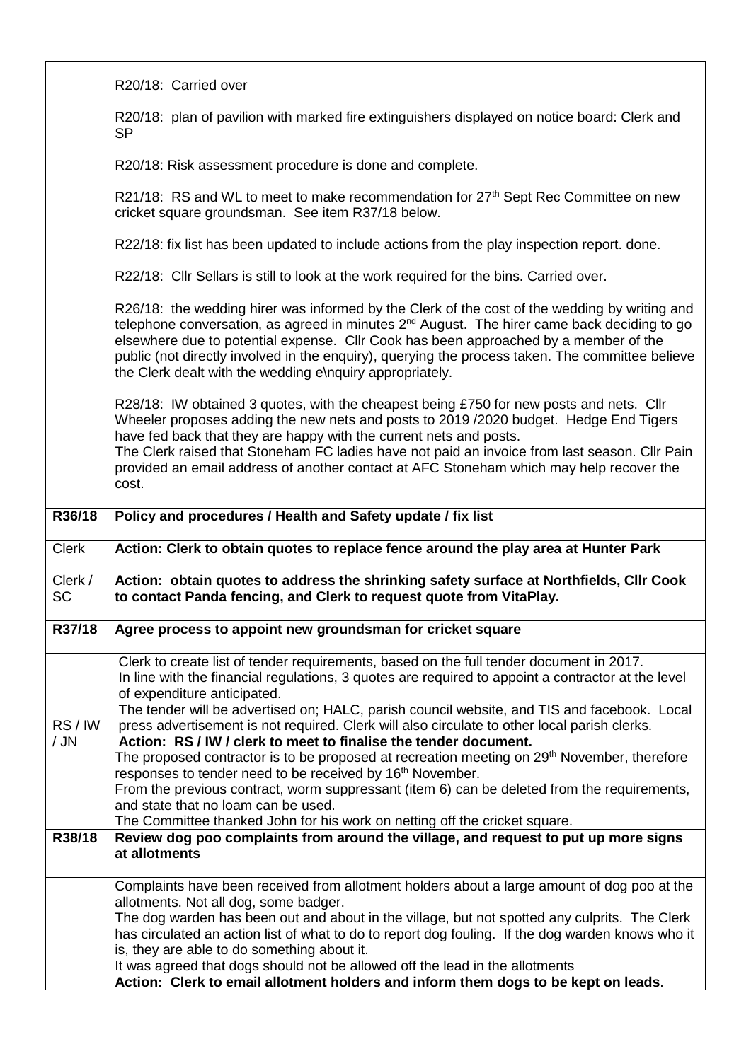| | |
|---|---|
| | R20/18: Carried over<br><br>R20/18: plan of pavilion with marked fire extinguishers displayed on notice board: Clerk and SP<br><br>R20/18: Risk assessment procedure is done and complete.<br><br>R21/18: RS and WL to meet to make recommendation for 27th Sept Rec Committee on new cricket square groundsman. See item R37/18 below.<br><br>R22/18: fix list has been updated to include actions from the play inspection report. done.<br><br>R22/18: Cllr Sellars is still to look at the work required for the bins. Carried over.<br><br>R26/18: the wedding hirer was informed by the Clerk of the cost of the wedding by writing and telephone conversation, as agreed in minutes 2nd August. The hirer came back deciding to go elsewhere due to potential expense. Cllr Cook has been approached by a member of the public (not directly involved in the enquiry), querying the process taken. The committee believe the Clerk dealt with the wedding e\nquiry appropriately.<br><br>R28/18: IW obtained 3 quotes, with the cheapest being £750 for new posts and nets. Cllr Wheeler proposes adding the new nets and posts to 2019 /2020 budget. Hedge End Tigers have fed back that they are happy with the current nets and posts.<br>The Clerk raised that Stoneham FC ladies have not paid an invoice from last season. Cllr Pain provided an email address of another contact at AFC Stoneham which may help recover the cost. |
| **R36/18** | **Policy and procedures / Health and Safety update / fix list** |
| Clerk<br><br>Clerk / SC | **Action: Clerk to obtain quotes to replace fence around the play area at Hunter Park**<br><br>**Action: obtain quotes to address the shrinking safety surface at Northfields, Cllr Cook to contact Panda fencing, and Clerk to request quote from VitaPlay.** |
| **R37/18** | **Agree process to appoint new groundsman for cricket square** |
| RS / IW / JN | Clerk to create list of tender requirements, based on the full tender document in 2017.<br>In line with the financial regulations, 3 quotes are required to appoint a contractor at the level of expenditure anticipated.<br>The tender will be advertised on; HALC, parish council website, and TIS and facebook. Local press advertisement is not required. Clerk will also circulate to other local parish clerks.<br>**Action: RS / IW / clerk to meet to finalise the tender document.**<br>The proposed contractor is to be proposed at recreation meeting on 29th November, therefore responses to tender need to be received by 16th November.<br>From the previous contract, worm suppressant (item 6) can be deleted from the requirements, and state that no loam can be used.<br>The Committee thanked John for his work on netting off the cricket square. |
| **R38/18** | **Review dog poo complaints from around the village, and request to put up more signs at allotments** |
| | Complaints have been received from allotment holders about a large amount of dog poo at the allotments. Not all dog, some badger.<br>The dog warden has been out and about in the village, but not spotted any culprits. The Clerk has circulated an action list of what to do to report dog fouling. If the dog warden knows who it is, they are able to do something about it.<br>It was agreed that dogs should not be allowed off the lead in the allotments<br>**Action: Clerk to email allotment holders and inform them dogs to be kept on leads**. |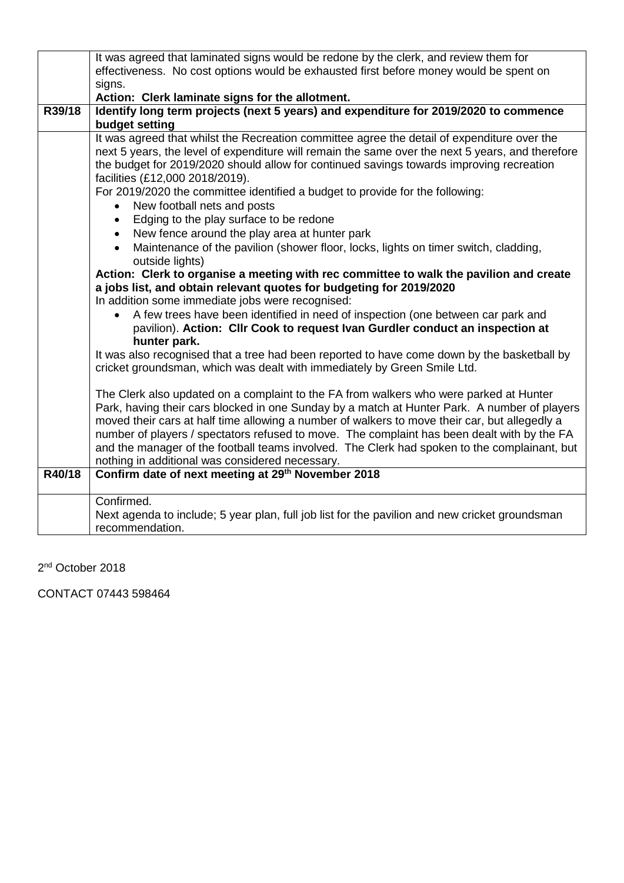| | |
|---|---|
| | It was agreed that laminated signs would be redone by the clerk, and review them for effectiveness. No cost options would be exhausted first before money would be spent on signs.<br>**Action: Clerk laminate signs for the allotment.** |
| **R39/18** | **Identify long term projects (next 5 years) and expenditure for 2019/2020 to commence budget setting** |
| | It was agreed that whilst the Recreation committee agree the detail of expenditure over the next 5 years, the level of expenditure will remain the same over the next 5 years, and therefore the budget for 2019/2020 should allow for continued savings towards improving recreation facilities (£12,000 2018/2019).<br>For 2019/2020 the committee identified a budget to provide for the following:<br>• New football nets and posts<br>• Edging to the play surface to be redone<br>• New fence around the play area at hunter park<br>• Maintenance of the pavilion (shower floor, locks, lights on timer switch, cladding, outside lights)<br>**Action: Clerk to organise a meeting with rec committee to walk the pavilion and create a jobs list, and obtain relevant quotes for budgeting for 2019/2020**<br>In addition some immediate jobs were recognised:<br>• A few trees have been identified in need of inspection (one between car park and pavilion). **Action: Cllr Cook to request Ivan Gurdler conduct an inspection at hunter park.**<br>It was also recognised that a tree had been reported to have come down by the basketball by cricket groundsman, which was dealt with immediately by Green Smile Ltd.<br><br>The Clerk also updated on a complaint to the FA from walkers who were parked at Hunter Park, having their cars blocked in one Sunday by a match at Hunter Park. A number of players moved their cars at half time allowing a number of walkers to move their car, but allegedly a number of players / spectators refused to move. The complaint has been dealt with by the FA and the manager of the football teams involved. The Clerk had spoken to the complainant, but nothing in additional was considered necessary. |
| **R40/18** | **Confirm date of next meeting at 29th November 2018** |
| | Confirmed.<br>Next agenda to include; 5 year plan, full job list for the pavilion and new cricket groundsman recommendation. |

2nd October 2018

CONTACT 07443 598464